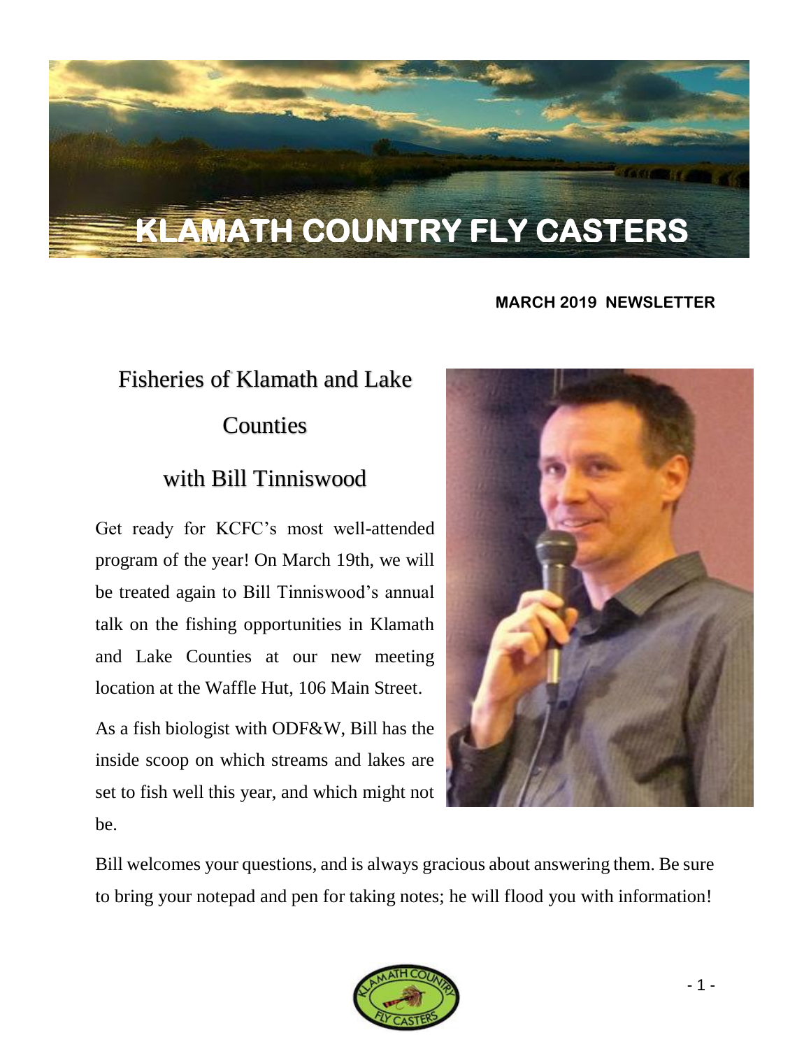# KLAMATH COUNTRY FLY CASTERS

**MARCH 2019 NEWSLETTER**

## Fisheries of Klamath and Lake Counties

## with Bill Tinniswood

Get ready for KCFC's most well-attended program of the year! On March 19th, we will be treated again to Bill Tinniswood's annual talk on the fishing opportunities in Klamath and Lake Counties at our new meeting location at the Waffle Hut, 106 Main Street.

As a fish biologist with ODF&W, Bill has the inside scoop on which streams and lakes are set to fish well this year, and which might not be.

Bill welcomes your questions, and is always gracious about answering them. Be sure to bring your notepad and pen for taking notes; he will flood you with information!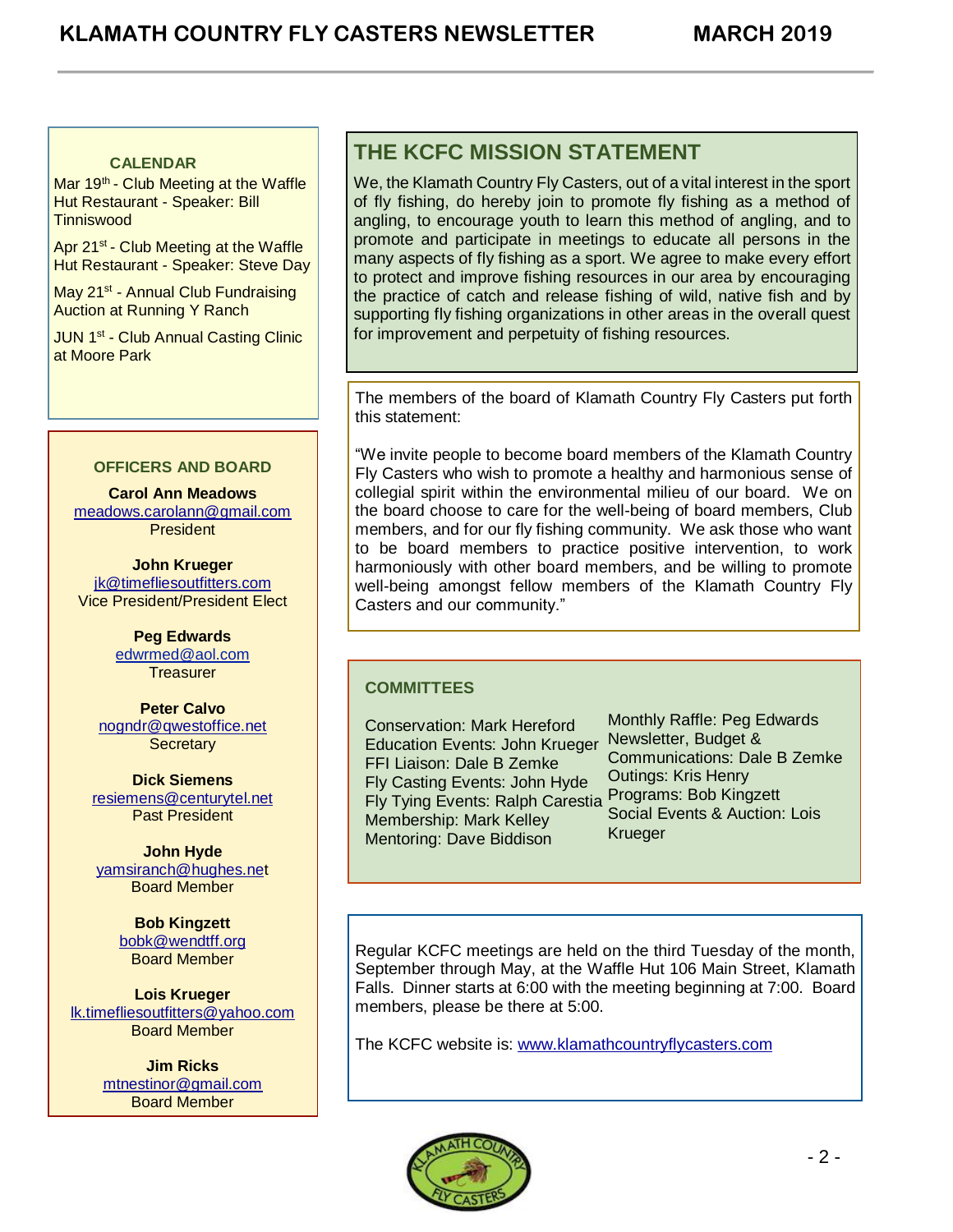## CALENDAR

Mar 19th - Club Meeting at the Waffle Hut Restaurant - Speaker: Bill Tinniswood

Apr 21st - Club Meeting at the Waffle Hut Restaurant - Speaker: Steve Day

May 21st - Annual Club Fundraising Auction at Running Y Ranch

JUN 1st - Club Annual Casting Clinic at Moore Park

## OFFICERS AND BOARD

**Carol Ann Meadows**
meadows.carolann@gmail.com
President

**John Krueger**
jk@timefliesoutfitters.com
Vice President/President Elect

**Peg Edwards**
edwrmed@aol.com
Treasurer

**Peter Calvo**
nogndr@qwestoffice.net
Secretary

**Dick Siemens**
resiemens@centurytel.net
Past President

**John Hyde**
yamsiranch@hughes.net
Board Member

**Bob Kingzett**
bobk@wendtff.org
Board Member

**Lois Krueger**
lk.timefliesoutfitters@yahoo.com
Board Member

**Jim Ricks**
mtnestinor@gmail.com
Board Member

## THE KCFC MISSION STATEMENT

We, the Klamath Country Fly Casters, out of a vital interest in the sport of fly fishing, do hereby join to promote fly fishing as a method of angling, to encourage youth to learn this method of angling, and to promote and participate in meetings to educate all persons in the many aspects of fly fishing as a sport. We agree to make every effort to protect and improve fishing resources in our area by encouraging the practice of catch and release fishing of wild, native fish and by supporting fly fishing organizations in other areas in the overall quest for improvement and perpetuity of fishing resources.

The members of the board of Klamath Country Fly Casters put forth this statement:

"We invite people to become board members of the Klamath Country Fly Casters who wish to promote a healthy and harmonious sense of collegial spirit within the environmental milieu of our board. We on the board choose to care for the well-being of board members, Club members, and for our fly fishing community. We ask those who want to be board members to practice positive intervention, to work harmoniously with other board members, and be willing to promote well-being amongst fellow members of the Klamath Country Fly Casters and our community."

## COMMITTEES

Conservation: Mark Hereford
Education Events: John Krueger
FFI Liaison: Dale B Zemke
Fly Casting Events: John Hyde
Fly Tying Events: Ralph Carestia
Membership: Mark Kelley
Mentoring: Dave Biddison
Monthly Raffle: Peg Edwards
Newsletter, Budget & Communications: Dale B Zemke
Outings: Kris Henry
Programs: Bob Kingzett
Social Events & Auction: Lois Krueger

Regular KCFC meetings are held on the third Tuesday of the month, September through May, at the Waffle Hut 106 Main Street, Klamath Falls. Dinner starts at 6:00 with the meeting beginning at 7:00. Board members, please be there at 5:00.

The KCFC website is: www.klamathcountryflycasters.com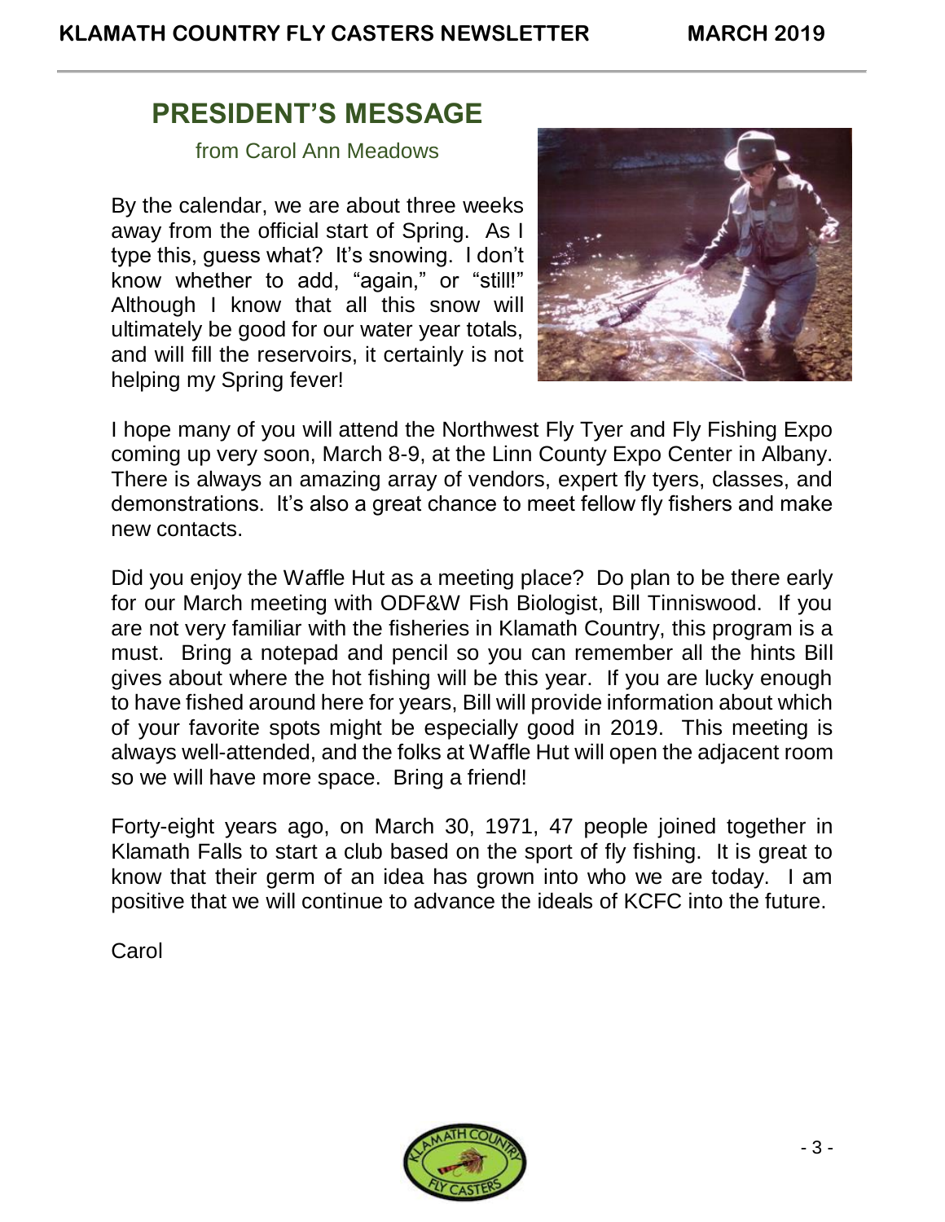## PRESIDENT'S MESSAGE

from Carol Ann Meadows

By the calendar, we are about three weeks away from the official start of Spring. As I type this, guess what? It's snowing. I don't know whether to add, "again," or "still!" Although I know that all this snow will ultimately be good for our water year totals, and will fill the reservoirs, it certainly is not helping my Spring fever!

I hope many of you will attend the Northwest Fly Tyer and Fly Fishing Expo coming up very soon, March 8-9, at the Linn County Expo Center in Albany. There is always an amazing array of vendors, expert fly tyers, classes, and demonstrations. It's also a great chance to meet fellow fly fishers and make new contacts.

Did you enjoy the Waffle Hut as a meeting place? Do plan to be there early for our March meeting with ODF&W Fish Biologist, Bill Tinniswood. If you are not very familiar with the fisheries in Klamath Country, this program is a must. Bring a notepad and pencil so you can remember all the hints Bill gives about where the hot fishing will be this year. If you are lucky enough to have fished around here for years, Bill will provide information about which of your favorite spots might be especially good in 2019. This meeting is always well-attended, and the folks at Waffle Hut will open the adjacent room so we will have more space. Bring a friend!

Forty-eight years ago, on March 30, 1971, 47 people joined together in Klamath Falls to start a club based on the sport of fly fishing. It is great to know that their germ of an idea has grown into who we are today. I am positive that we will continue to advance the ideals of KCFC into the future.

Carol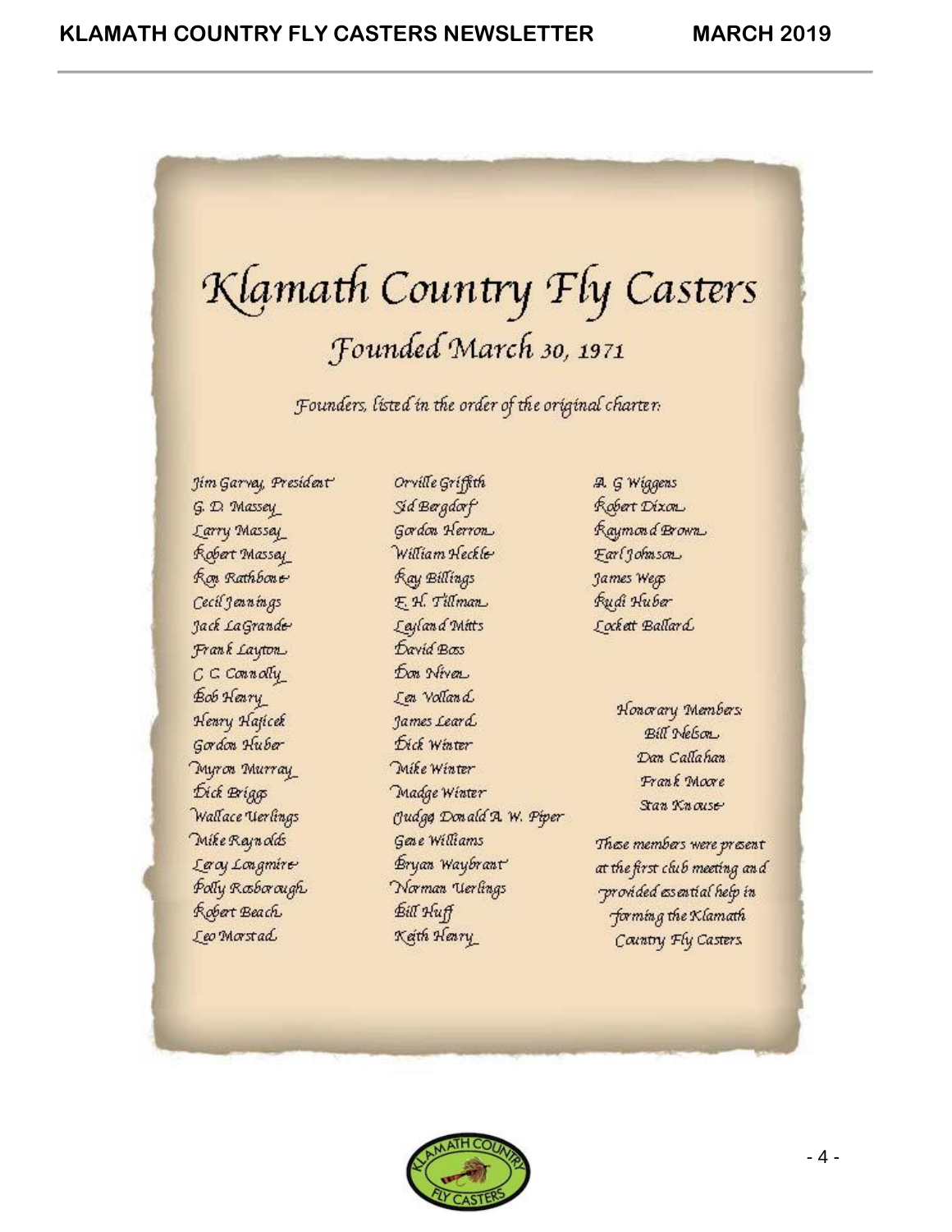# Klamath Country Fly Casters

## Founded March 30, 1971

*Founders, listed in the order of the original charter:*

Jim Garvey, President
G. D. Massey
Larry Massey
Robert Massey
Ron Rathbone
Cecil Jennings
Jack LaGrande
Frank Layton
C C Connolly
Bob Henry
Henry Hajicek
Gordon Huber
Myron Murray
Dick Briggs
Wallace Uerlings
Mike Reynolds
Leroy Longmire
Polly Rosborough
Robert Beach
Leo Morstad

Orville Griffith
Sid Bergdorf
Gordon Herron
William Heckle
Ray Billings
E. H. Tillman
Leyland Mitts
David Bass
Don Niven
Len Volland
James Leard
Dick Winter
Mike Winter
Madge Winter
Judge Donald A. W. Piper
Gene Williams
Bryan Waybrant
Norman Uerlings
Bill Huff
Keith Henry

A. G Wiggens
Robert Dixon
Raymond Brown
Earl Johnson
James Wegs
Rudi Huber
Lockett Ballard

Honorary Members:
Bill Nelson
Dan Callahan
Frank Moore
Stan Knouse

These members were present at the first club meeting and provided essential help in forming the Klamath Country Fly Casters.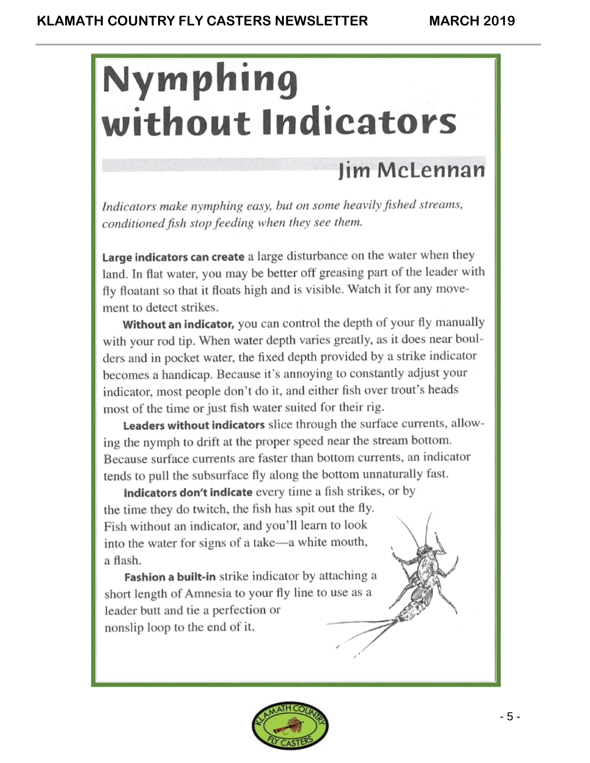# Nymphing without Indicators

## Jim McLennan

*Indicators make nymphing easy, but on some heavily fished streams, conditioned fish stop feeding when they see them.*

**Large indicators can create** a large disturbance on the water when they land. In flat water, you may be better off greasing part of the leader with fly floatant so that it floats high and is visible. Watch it for any movement to detect strikes.

**Without an indicator,** you can control the depth of your fly manually with your rod tip. When water depth varies greatly, as it does near boulders and in pocket water, the fixed depth provided by a strike indicator becomes a handicap. Because it's annoying to constantly adjust your indicator, most people don't do it, and either fish over trout's heads most of the time or just fish water suited for their rig.

**Leaders without indicators** slice through the surface currents, allowing the nymph to drift at the proper speed near the stream bottom. Because surface currents are faster than bottom currents, an indicator tends to pull the subsurface fly along the bottom unnaturally fast.

**Indicators don't indicate** every time a fish strikes, or by the time they do twitch, the fish has spit out the fly. Fish without an indicator, and you'll learn to look into the water for signs of a take—a white mouth, a flash.

**Fashion a built-in** strike indicator by attaching a short length of Amnesia to your fly line to use as a leader butt and tie a perfection or nonslip loop to the end of it.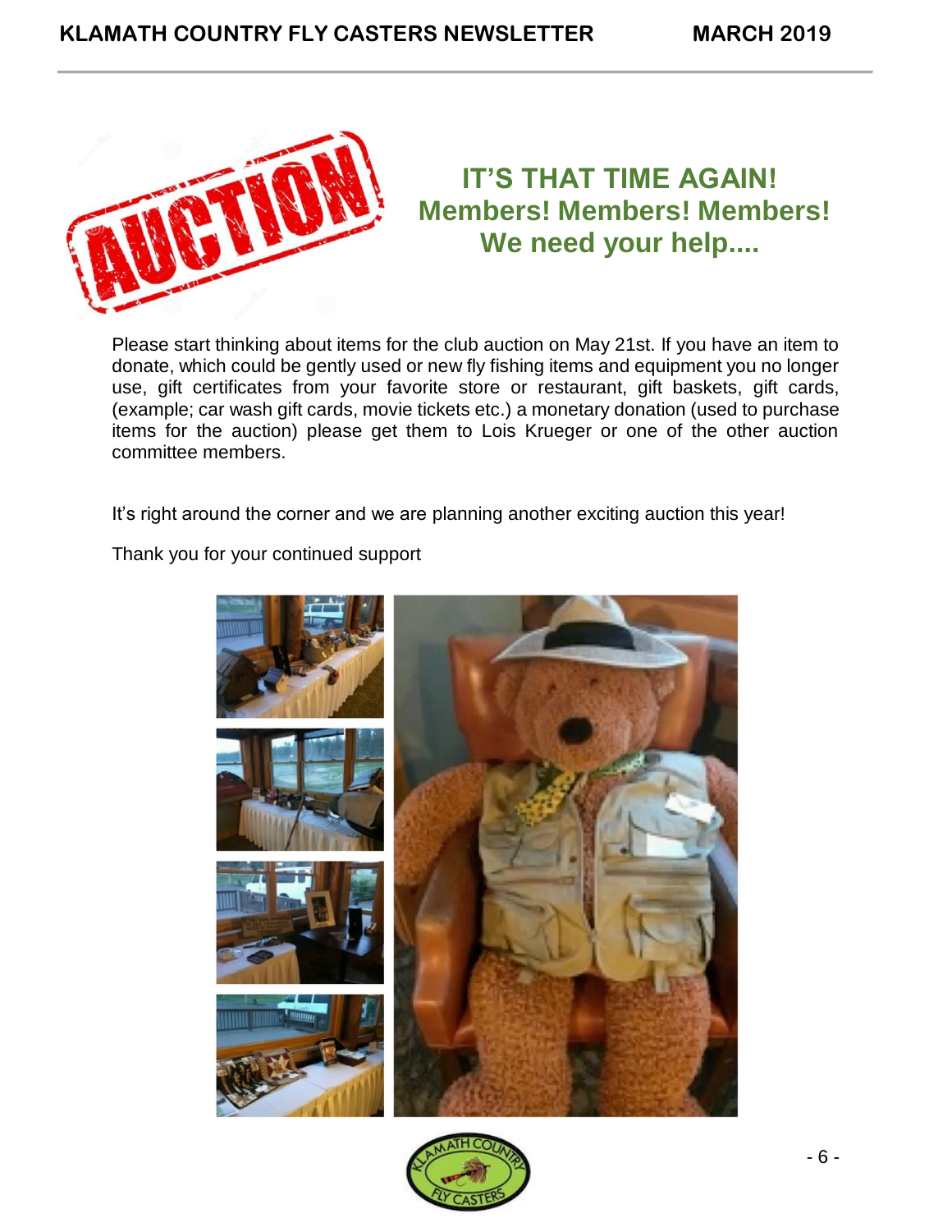## IT'S THAT TIME AGAIN!
## Members! Members! Members!
## We need your help....

Please start thinking about items for the club auction on May 21st. If you have an item to donate, which could be gently used or new fly fishing items and equipment you no longer use, gift certificates from your favorite store or restaurant, gift baskets, gift cards, (example; car wash gift cards, movie tickets etc.) a monetary donation (used to purchase items for the auction) please get them to Lois Krueger or one of the other auction committee members.

It's right around the corner and we are planning another exciting auction this year!

Thank you for your continued support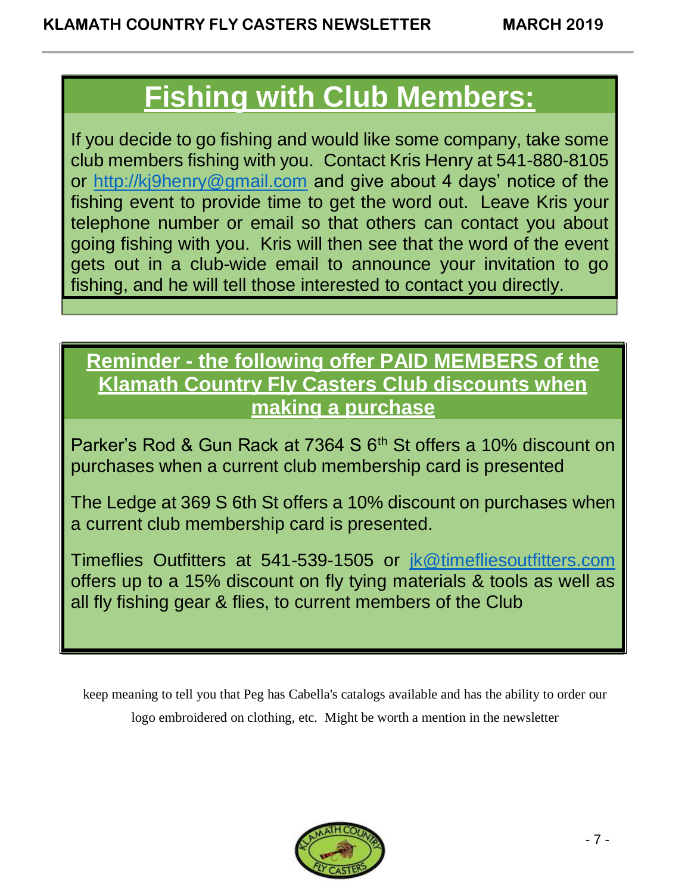# Fishing with Club Members:

If you decide to go fishing and would like some company, take some club members fishing with you. Contact Kris Henry at 541-880-8105 or http://kj9henry@gmail.com and give about 4 days' notice of the fishing event to provide time to get the word out. Leave Kris your telephone number or email so that others can contact you about going fishing with you. Kris will then see that the word of the event gets out in a club-wide email to announce your invitation to go fishing, and he will tell those interested to contact you directly.

## Reminder - the following offer PAID MEMBERS of the Klamath Country Fly Casters Club discounts when making a purchase

Parker's Rod & Gun Rack at 7364 S 6th St offers a 10% discount on purchases when a current club membership card is presented

The Ledge at 369 S 6th St offers a 10% discount on purchases when a current club membership card is presented.

Timeflies Outfitters at 541-539-1505 or jk@timefliesoutfitters.com offers up to a 15% discount on fly tying materials & tools as well as all fly fishing gear & flies, to current members of the Club

keep meaning to tell you that Peg has Cabella's catalogs available and has the ability to order our logo embroidered on clothing, etc. Might be worth a mention in the newsletter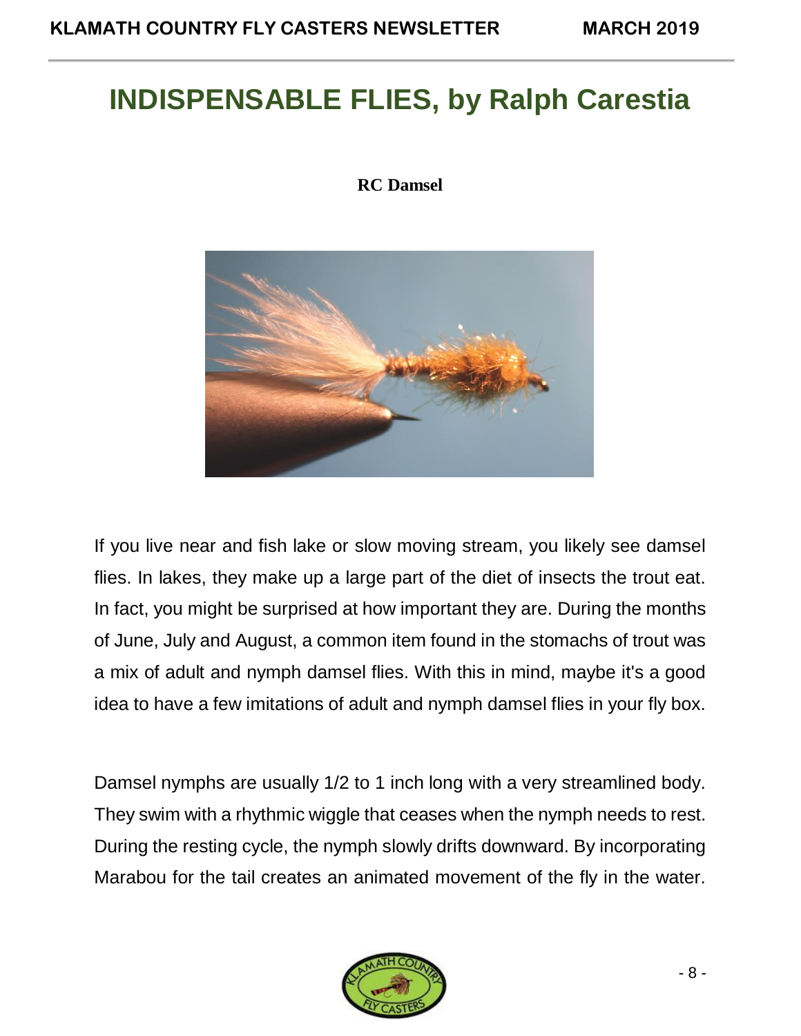# INDISPENSABLE FLIES, by Ralph Carestia

**RC Damsel**

If you live near and fish lake or slow moving stream, you likely see damsel flies. In lakes, they make up a large part of the diet of insects the trout eat. In fact, you might be surprised at how important they are. During the months of June, July and August, a common item found in the stomachs of trout was a mix of adult and nymph damsel flies. With this in mind, maybe it's a good idea to have a few imitations of adult and nymph damsel flies in your fly box.

Damsel nymphs are usually 1/2 to 1 inch long with a very streamlined body. They swim with a rhythmic wiggle that ceases when the nymph needs to rest. During the resting cycle, the nymph slowly drifts downward. By incorporating Marabou for the tail creates an animated movement of the fly in the water.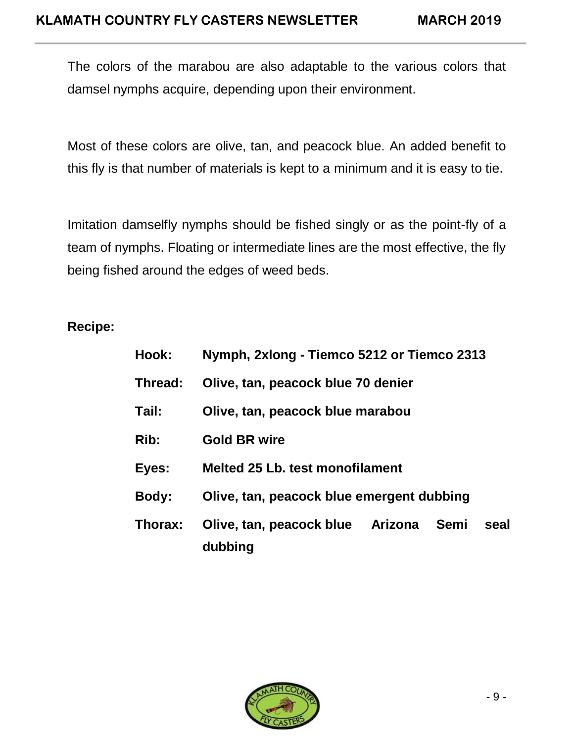The colors of the marabou are also adaptable to the various colors that damsel nymphs acquire, depending upon their environment.

Most of these colors are olive, tan, and peacock blue. An added benefit to this fly is that number of materials is kept to a minimum and it is easy to tie.

Imitation damselfly nymphs should be fished singly or as the point-fly of a team of nymphs. Floating or intermediate lines are the most effective, the fly being fished around the edges of weed beds.

**Recipe:**

| | |
|---|---|
| **Hook:** | **Nymph, 2xlong - Tiemco 5212 or Tiemco 2313** |
| **Thread:** | **Olive, tan, peacock blue 70 denier** |
| **Tail:** | **Olive, tan, peacock blue marabou** |
| **Rib:** | **Gold BR wire** |
| **Eyes:** | **Melted 25 Lb. test monofilament** |
| **Body:** | **Olive, tan, peacock blue emergent dubbing** |
| **Thorax:** | **Olive, tan, peacock blue Arizona Semi seal dubbing** |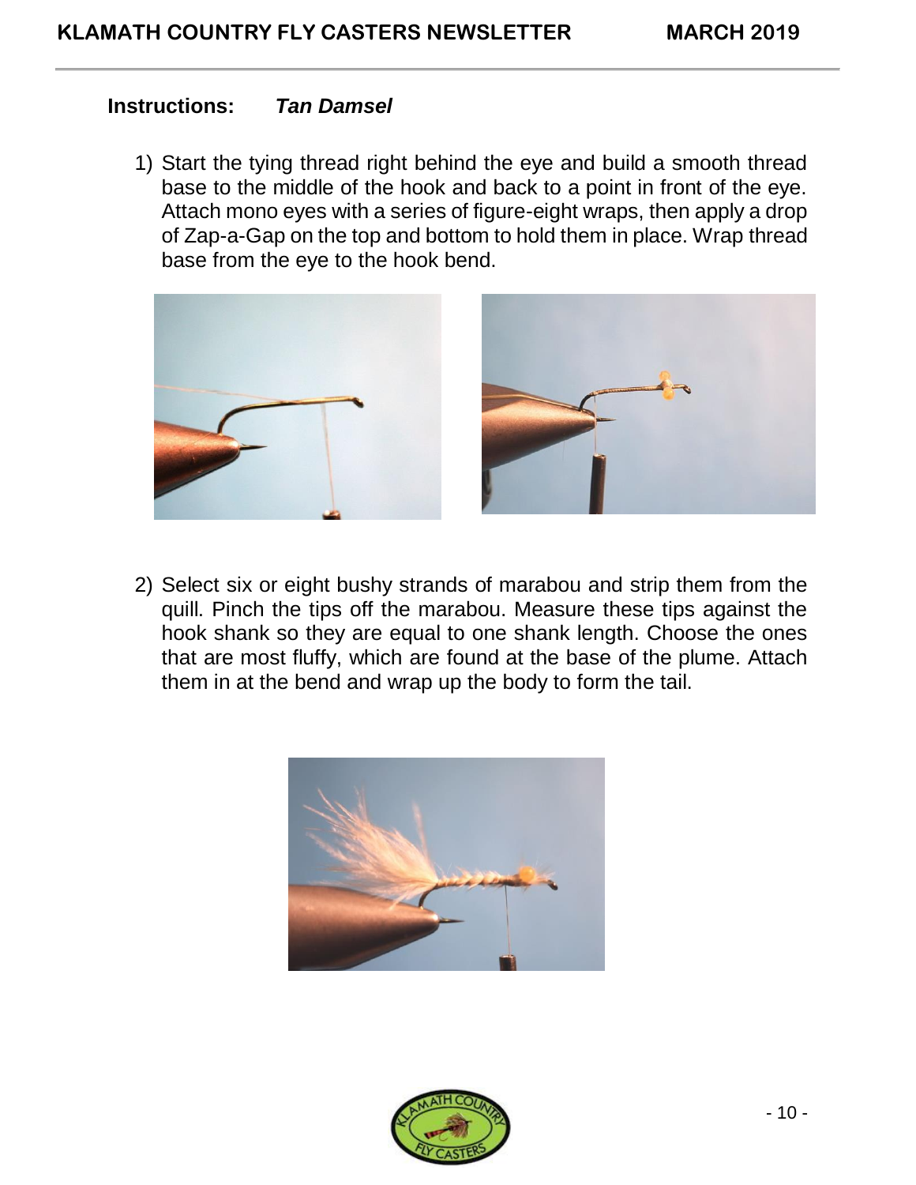**Instructions:** ***Tan Damsel***

1) Start the tying thread right behind the eye and build a smooth thread base to the middle of the hook and back to a point in front of the eye. Attach mono eyes with a series of figure-eight wraps, then apply a drop of Zap-a-Gap on the top and bottom to hold them in place. Wrap thread base from the eye to the hook bend.

2) Select six or eight bushy strands of marabou and strip them from the quill. Pinch the tips off the marabou. Measure these tips against the hook shank so they are equal to one shank length. Choose the ones that are most fluffy, which are found at the base of the plume. Attach them in at the bend and wrap up the body to form the tail.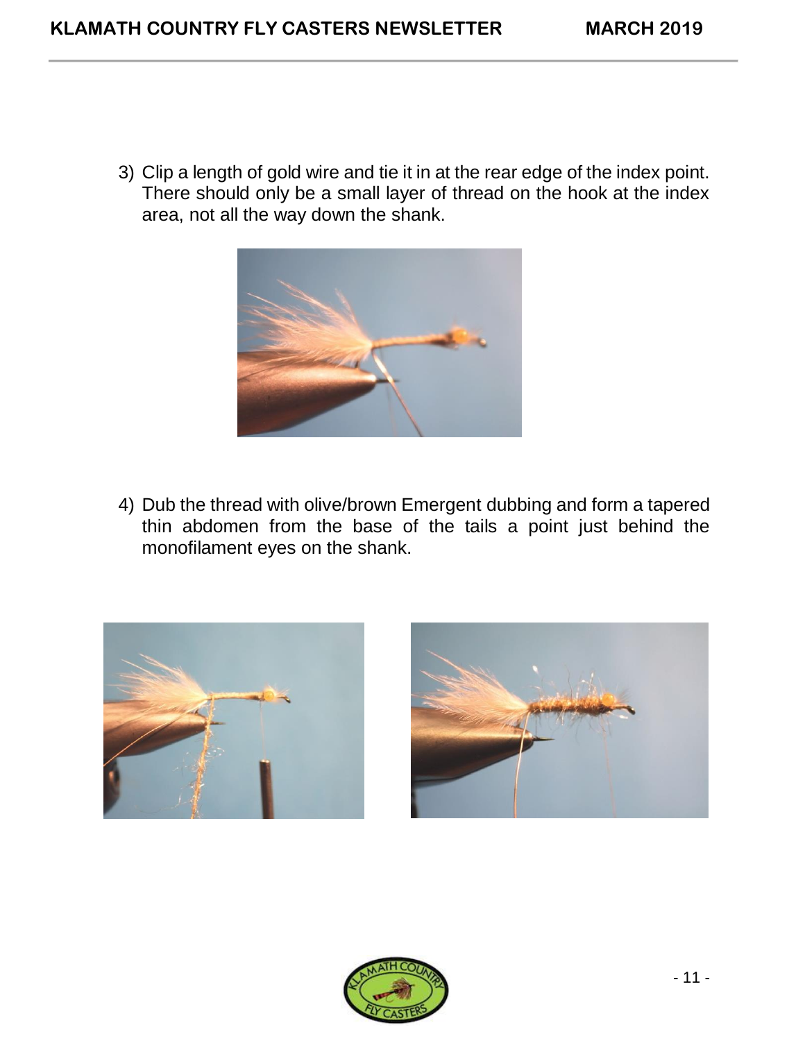3) Clip a length of gold wire and tie it in at the rear edge of the index point. There should only be a small layer of thread on the hook at the index area, not all the way down the shank.

4) Dub the thread with olive/brown Emergent dubbing and form a tapered thin abdomen from the base of the tails a point just behind the monofilament eyes on the shank.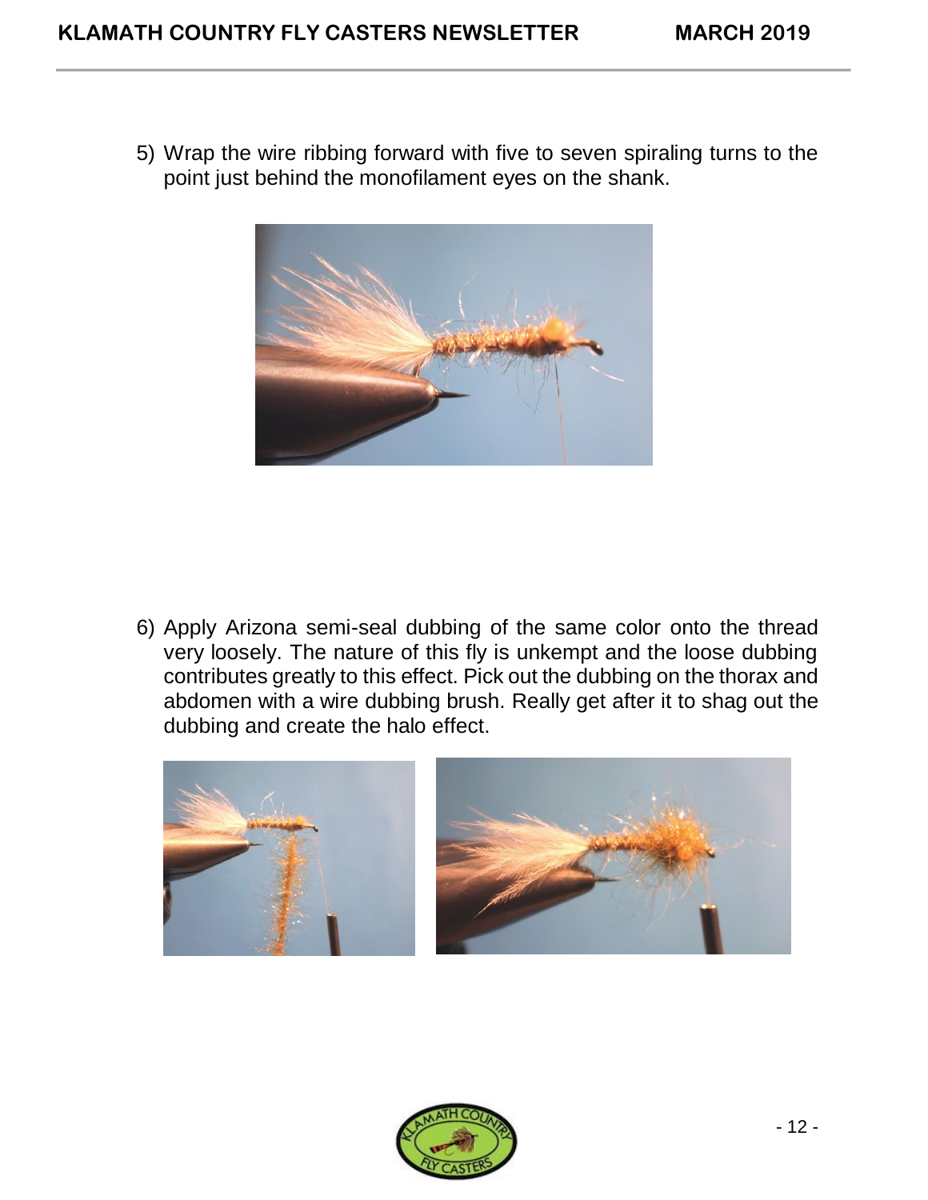5) Wrap the wire ribbing forward with five to seven spiraling turns to the point just behind the monofilament eyes on the shank.

6) Apply Arizona semi-seal dubbing of the same color onto the thread very loosely. The nature of this fly is unkempt and the loose dubbing contributes greatly to this effect. Pick out the dubbing on the thorax and abdomen with a wire dubbing brush. Really get after it to shag out the dubbing and create the halo effect.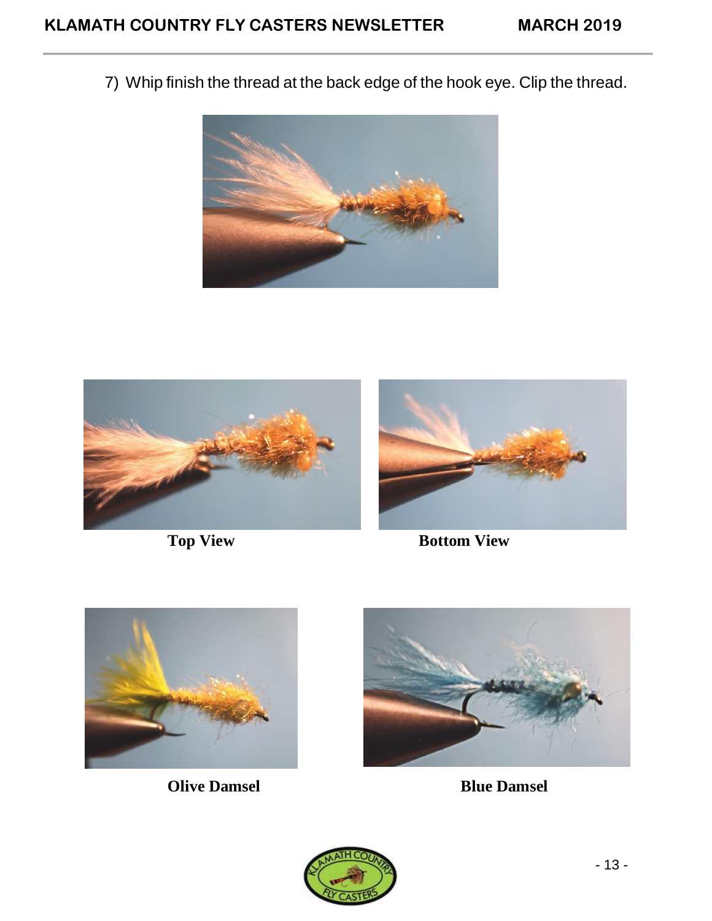7) Whip finish the thread at the back edge of the hook eye. Clip the thread.

**Top View**

**Bottom View**

**Olive Damsel**

**Blue Damsel**